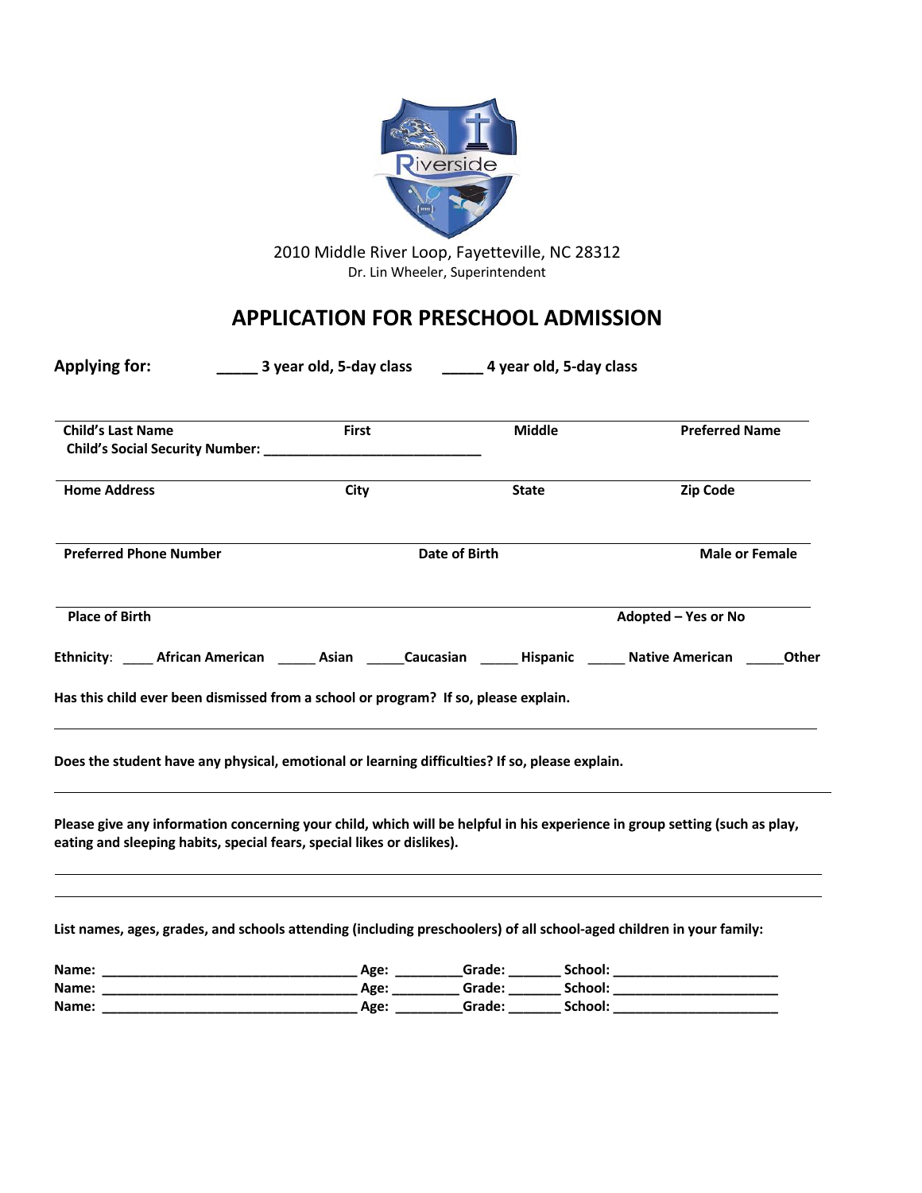2010 Middle River Loop, Fayetteville, NC 28312
Dr. Lin Wheeler, Superintendent

# APPLICATION FOR PRESCHOOL ADMISSION

**Applying for:** _____ **3 year old, 5-day class** _____ **4 year old, 5-day class**

| **Child's Last Name** | **First** | **Middle** | **Preferred Name** |
|---|---|---|---|

**Child's Social Security Number:** _____________________________

| **Home Address** | **City** | **State** | **Zip Code** |
|---|---|---|---|

| **Preferred Phone Number** | **Date of Birth** | **Male or Female** |
|---|---|---|

| **Place of Birth** | **Adopted – Yes or No** |
|---|---|

**Ethnicity**: ____ **African American** _____ **Asian** _____ **Caucasian** _____ **Hispanic** _____ **Native American** _____ **Other**

**Has this child ever been dismissed from a school or program? If so, please explain.**

**Does the student have any physical, emotional or learning difficulties? If so, please explain.**

**Please give any information concerning your child, which will be helpful in his experience in group setting (such as play, eating and sleeping habits, special fears, special likes or dislikes).**

**List names, ages, grades, and schools attending (including preschoolers) of all school-aged children in your family:**

**Name:** __________________________________ **Age:** _________ **Grade:** _______ **School:** ______________________
**Name:** __________________________________ **Age:** _________ **Grade:** _______ **School:** ______________________
**Name:** __________________________________ **Age:** _________ **Grade:** _______ **School:** ______________________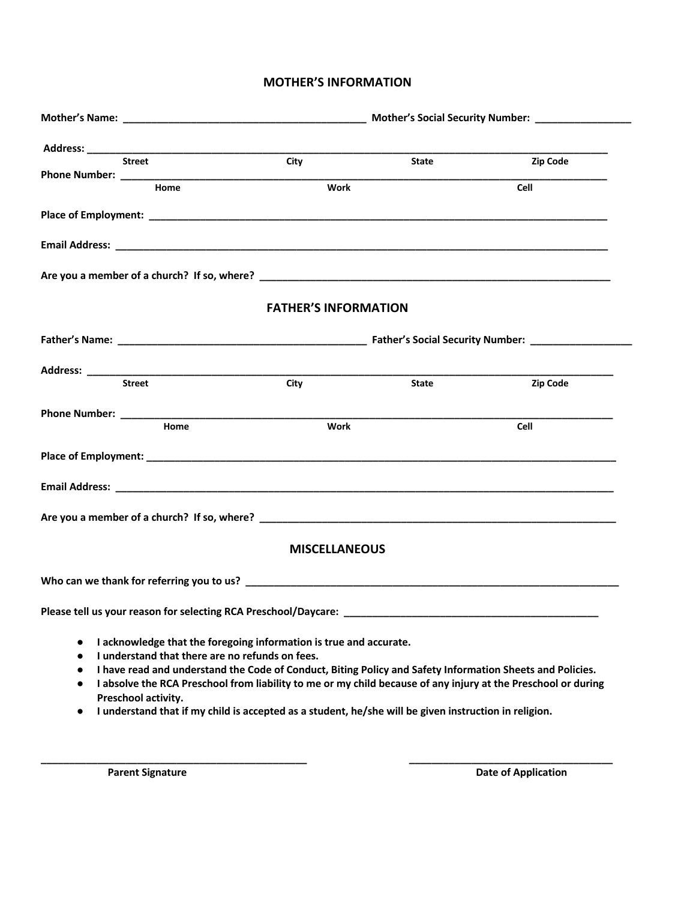## MOTHER'S INFORMATION

**Mother's Name:** ________________________________________ **Mother's Social Security Number:** ________________

**Address:** ____________________________________________________________________________________________

| Street | City | State | Zip Code |
|---|---|---|---|

**Phone Number:** ______________________________________________________________________________________

| Home | Work | Cell |
|---|---|---|

**Place of Employment:** ________________________________________________________________________________

**Email Address:** _____________________________________________________________________________________

**Are you a member of a church? If so, where?** ______________________________________________________________

## FATHER'S INFORMATION

**Father's Name:** __________________________________________ **Father's Social Security Number:** _________________

**Address:** ____________________________________________________________________________________________

| Street | City | State | Zip Code |
|---|---|---|---|

**Phone Number:** ______________________________________________________________________________________

| Home | Work | Cell |
|---|---|---|

**Place of Employment:** ________________________________________________________________________________

**Email Address:** _____________________________________________________________________________________

**Are you a member of a church? If so, where?** ______________________________________________________________

## MISCELLANEOUS

**Who can we thank for referring you to us?** _________________________________________________________________

**Please tell us your reason for selecting RCA Preschool/Daycare:** ____________________________________________

- **I acknowledge that the foregoing information is true and accurate.**
- **I understand that there are no refunds on fees.**
- **I have read and understand the Code of Conduct, Biting Policy and Safety Information Sheets and Policies.**
- **I absolve the RCA Preschool from liability to me or my child because of any injury at the Preschool or during Preschool activity.**
- **I understand that if my child is accepted as a student, he/she will be given instruction in religion.**

_____________________________________________ ___________________________________

**Parent Signature** **Date of Application**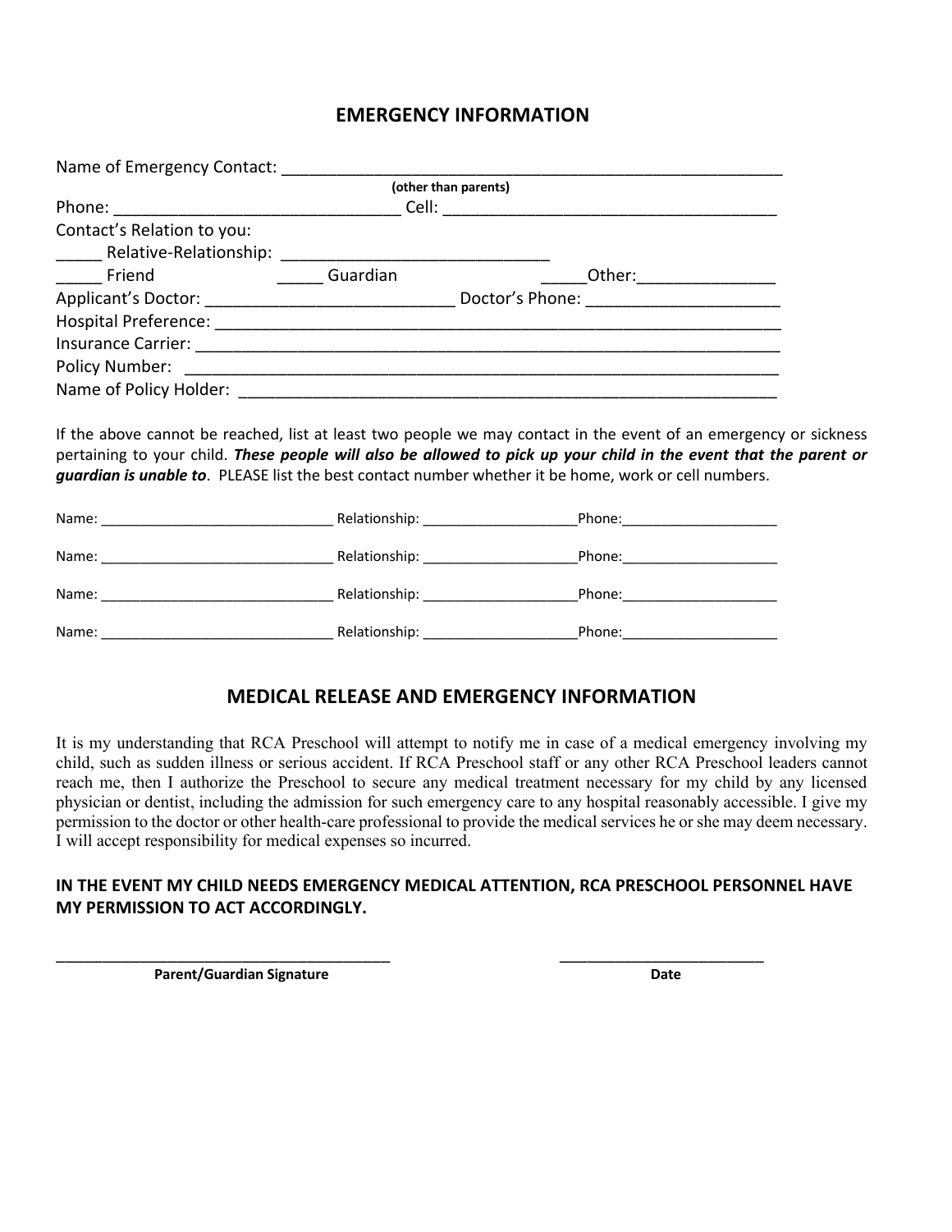## EMERGENCY INFORMATION

Name of Emergency Contact: _______________________________________________________

(other than parents)

Phone: ______________________________ Cell: ___________________________________

Contact's Relation to you:

_____ Relative-Relationship: ____________________________

_____ Friend _____ Guardian _____Other:_______________

Applicant's Doctor: __________________________ Doctor's Phone: ____________________

Hospital Preference: ___________________________________________________________

Insurance Carrier: _____________________________________________________________

Policy Number: ________________________________________________________________

Name of Policy Holder: __________________________________________________________

If the above cannot be reached, list at least two people we may contact in the event of an emergency or sickness pertaining to your child. ***These people will also be allowed to pick up your child in the event that the parent or guardian is unable to***. PLEASE list the best contact number whether it be home, work or cell numbers.

Name: _____________________________ Relationship: ___________________Phone:___________________

Name: _____________________________ Relationship: ___________________Phone:___________________

Name: _____________________________ Relationship: ___________________Phone:___________________

Name: _____________________________ Relationship: ___________________Phone:___________________

## MEDICAL RELEASE AND EMERGENCY INFORMATION

It is my understanding that RCA Preschool will attempt to notify me in case of a medical emergency involving my child, such as sudden illness or serious accident. If RCA Preschool staff or any other RCA Preschool leaders cannot reach me, then I authorize the Preschool to secure any medical treatment necessary for my child by any licensed physician or dentist, including the admission for such emergency care to any hospital reasonably accessible. I give my permission to the doctor or other health-care professional to provide the medical services he or she may deem necessary. I will accept responsibility for medical expenses so incurred.

**IN THE EVENT MY CHILD NEEDS EMERGENCY MEDICAL ATTENTION, RCA PRESCHOOL PERSONNEL HAVE MY PERMISSION TO ACT ACCORDINGLY.**

________________________________________ ________________________

**Parent/Guardian Signature** **Date**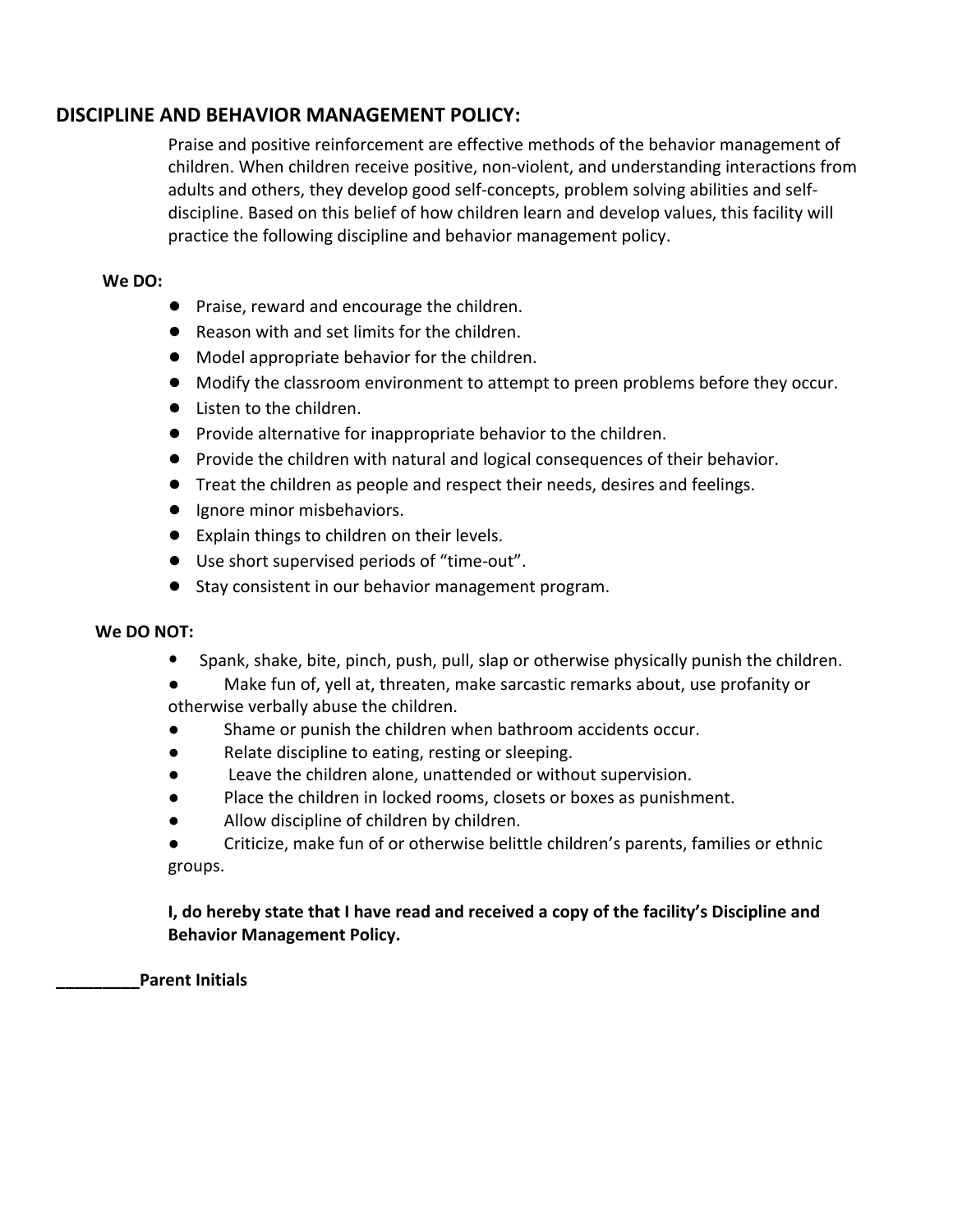## DISCIPLINE AND BEHAVIOR MANAGEMENT POLICY:

Praise and positive reinforcement are effective methods of the behavior management of children. When children receive positive, non-violent, and understanding interactions from adults and others, they develop good self-concepts, problem solving abilities and self-discipline. Based on this belief of how children learn and develop values, this facility will practice the following discipline and behavior management policy.

**We DO:**

- Praise, reward and encourage the children.
- Reason with and set limits for the children.
- Model appropriate behavior for the children.
- Modify the classroom environment to attempt to preen problems before they occur.
- Listen to the children.
- Provide alternative for inappropriate behavior to the children.
- Provide the children with natural and logical consequences of their behavior.
- Treat the children as people and respect their needs, desires and feelings.
- Ignore minor misbehaviors.
- Explain things to children on their levels.
- Use short supervised periods of "time-out".
- Stay consistent in our behavior management program.

**We DO NOT:**

- Spank, shake, bite, pinch, push, pull, slap or otherwise physically punish the children.
- Make fun of, yell at, threaten, make sarcastic remarks about, use profanity or otherwise verbally abuse the children.
- Shame or punish the children when bathroom accidents occur.
- Relate discipline to eating, resting or sleeping.
- Leave the children alone, unattended or without supervision.
- Place the children in locked rooms, closets or boxes as punishment.
- Allow discipline of children by children.
- Criticize, make fun of or otherwise belittle children's parents, families or ethnic groups.

**I, do hereby state that I have read and received a copy of the facility's Discipline and Behavior Management Policy.**

**_________Parent Initials**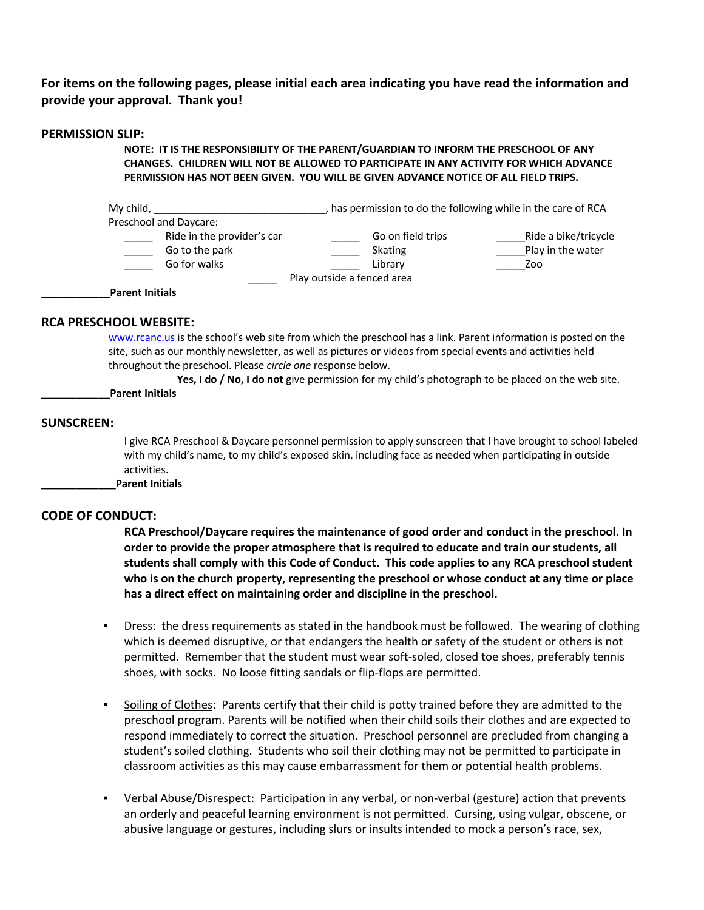**For items on the following pages, please initial each area indicating you have read the information and provide your approval. Thank you!**

## PERMISSION SLIP:

**NOTE: IT IS THE RESPONSIBILITY OF THE PARENT/GUARDIAN TO INFORM THE PRESCHOOL OF ANY CHANGES. CHILDREN WILL NOT BE ALLOWED TO PARTICIPATE IN ANY ACTIVITY FOR WHICH ADVANCE PERMISSION HAS NOT BEEN GIVEN. YOU WILL BE GIVEN ADVANCE NOTICE OF ALL FIELD TRIPS.**

My child, ______________________________, has permission to do the following while in the care of RCA Preschool and Daycare:

| | | |
|---|---|---|
| _____ Ride in the provider's car | _____ Go on field trips | _____Ride a bike/tricycle |
| _____ Go to the park | _____ Skating | _____Play in the water |
| _____ Go for walks | _____ Library | _____Zoo |
| | _____ Play outside a fenced area | |

____________**Parent Initials**

## RCA PRESCHOOL WEBSITE:

www.rcanc.us is the school's web site from which the preschool has a link. Parent information is posted on the site, such as our monthly newsletter, as well as pictures or videos from special events and activities held throughout the preschool. Please *circle one* response below.

**Yes, I do / No, I do not** give permission for my child's photograph to be placed on the web site.

____________**Parent Initials**

## SUNSCREEN:

I give RCA Preschool & Daycare personnel permission to apply sunscreen that I have brought to school labeled with my child's name, to my child's exposed skin, including face as needed when participating in outside activities.

_____________**Parent Initials**

## CODE OF CONDUCT:

**RCA Preschool/Daycare requires the maintenance of good order and conduct in the preschool. In order to provide the proper atmosphere that is required to educate and train our students, all students shall comply with this Code of Conduct. This code applies to any RCA preschool student who is on the church property, representing the preschool or whose conduct at any time or place has a direct effect on maintaining order and discipline in the preschool.**

- Dress: the dress requirements as stated in the handbook must be followed. The wearing of clothing which is deemed disruptive, or that endangers the health or safety of the student or others is not permitted. Remember that the student must wear soft-soled, closed toe shoes, preferably tennis shoes, with socks. No loose fitting sandals or flip-flops are permitted.

- Soiling of Clothes: Parents certify that their child is potty trained before they are admitted to the preschool program. Parents will be notified when their child soils their clothes and are expected to respond immediately to correct the situation. Preschool personnel are precluded from changing a student's soiled clothing. Students who soil their clothing may not be permitted to participate in classroom activities as this may cause embarrassment for them or potential health problems.

- Verbal Abuse/Disrespect: Participation in any verbal, or non-verbal (gesture) action that prevents an orderly and peaceful learning environment is not permitted. Cursing, using vulgar, obscene, or abusive language or gestures, including slurs or insults intended to mock a person's race, sex,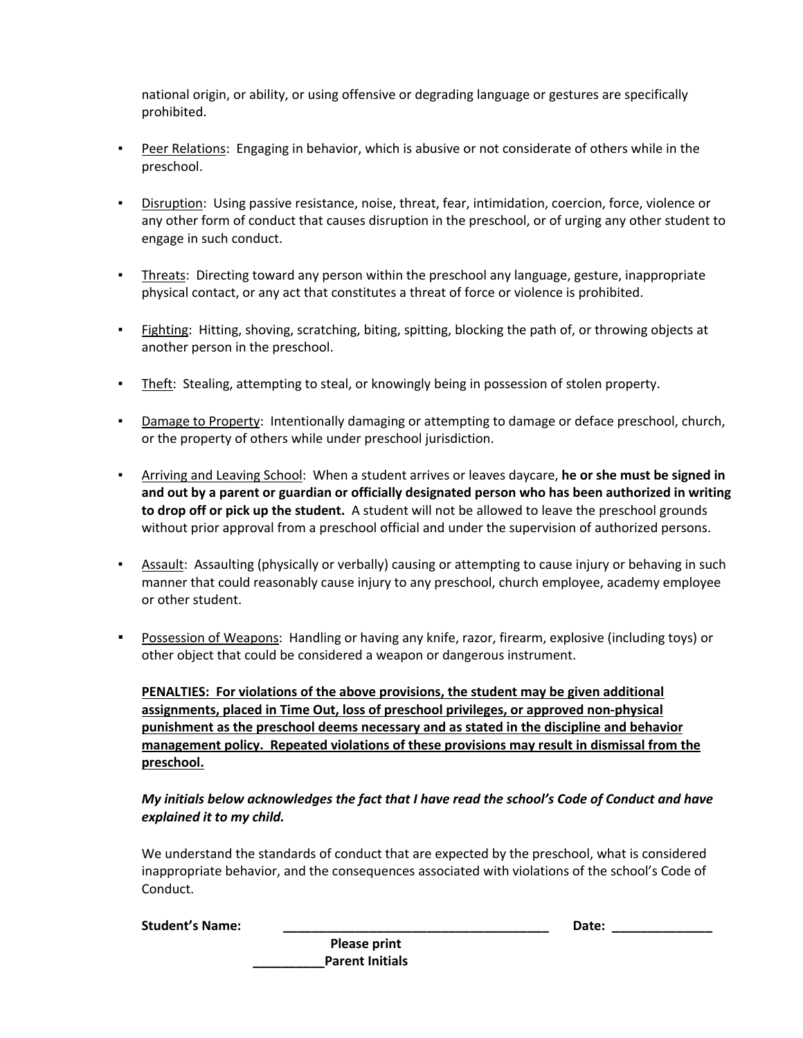national origin, or ability, or using offensive or degrading language or gestures are specifically prohibited.

- Peer Relations: Engaging in behavior, which is abusive or not considerate of others while in the preschool.

- Disruption: Using passive resistance, noise, threat, fear, intimidation, coercion, force, violence or any other form of conduct that causes disruption in the preschool, or of urging any other student to engage in such conduct.

- Threats: Directing toward any person within the preschool any language, gesture, inappropriate physical contact, or any act that constitutes a threat of force or violence is prohibited.

- Fighting: Hitting, shoving, scratching, biting, spitting, blocking the path of, or throwing objects at another person in the preschool.

- Theft: Stealing, attempting to steal, or knowingly being in possession of stolen property.

- Damage to Property: Intentionally damaging or attempting to damage or deface preschool, church, or the property of others while under preschool jurisdiction.

- Arriving and Leaving School: When a student arrives or leaves daycare, **he or she must be signed in and out by a parent or guardian or officially designated person who has been authorized in writing to drop off or pick up the student.** A student will not be allowed to leave the preschool grounds without prior approval from a preschool official and under the supervision of authorized persons.

- Assault: Assaulting (physically or verbally) causing or attempting to cause injury or behaving in such manner that could reasonably cause injury to any preschool, church employee, academy employee or other student.

- Possession of Weapons: Handling or having any knife, razor, firearm, explosive (including toys) or other object that could be considered a weapon or dangerous instrument.

**PENALTIES: For violations of the above provisions, the student may be given additional assignments, placed in Time Out, loss of preschool privileges, or approved non-physical punishment as the preschool deems necessary and as stated in the discipline and behavior management policy. Repeated violations of these provisions may result in dismissal from the preschool.**

***My initials below acknowledges the fact that I have read the school's Code of Conduct and have explained it to my child.***

We understand the standards of conduct that are expected by the preschool, what is considered inappropriate behavior, and the consequences associated with violations of the school's Code of Conduct.

**Student's Name:** ______________________________________ **Date:** ______________

**Please print**

__________**Parent Initials**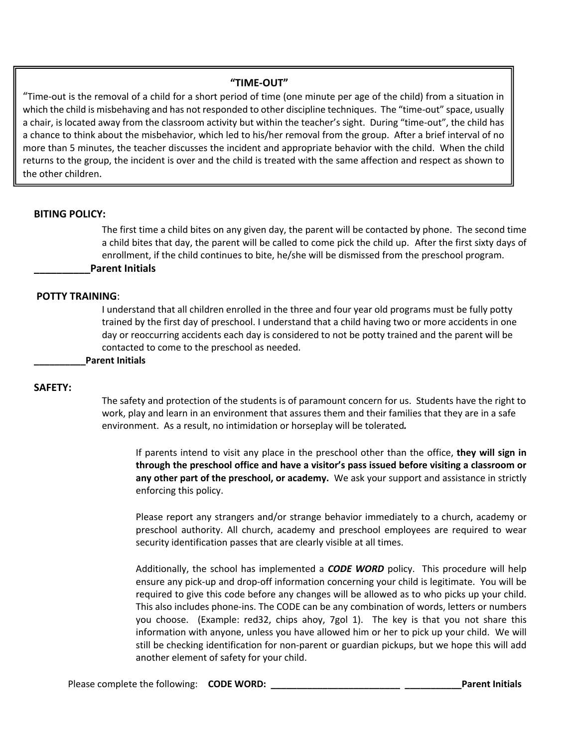## "TIME-OUT"

"Time-out is the removal of a child for a short period of time (one minute per age of the child) from a situation in which the child is misbehaving and has not responded to other discipline techniques. The "time-out" space, usually a chair, is located away from the classroom activity but within the teacher's sight. During "time-out", the child has a chance to think about the misbehavior, which led to his/her removal from the group. After a brief interval of no more than 5 minutes, the teacher discusses the incident and appropriate behavior with the child. When the child returns to the group, the incident is over and the child is treated with the same affection and respect as shown to the other children.

**BITING POLICY:**

The first time a child bites on any given day, the parent will be contacted by phone. The second time a child bites that day, the parent will be called to come pick the child up. After the first sixty days of enrollment, if the child continues to bite, he/she will be dismissed from the preschool program.

**__________Parent Initials**

**POTTY TRAINING**:

I understand that all children enrolled in the three and four year old programs must be fully potty trained by the first day of preschool. I understand that a child having two or more accidents in one day or reoccurring accidents each day is considered to not be potty trained and the parent will be contacted to come to the preschool as needed.

**__________Parent Initials**

**SAFETY:**

The safety and protection of the students is of paramount concern for us. Students have the right to work, play and learn in an environment that assures them and their families that they are in a safe environment. As a result, no intimidation or horseplay will be tolerated.

If parents intend to visit any place in the preschool other than the office, **they will sign in through the preschool office and have a visitor's pass issued before visiting a classroom or any other part of the preschool, or academy.** We ask your support and assistance in strictly enforcing this policy.

Please report any strangers and/or strange behavior immediately to a church, academy or preschool authority. All church, academy and preschool employees are required to wear security identification passes that are clearly visible at all times.

Additionally, the school has implemented a ***CODE WORD*** policy. This procedure will help ensure any pick-up and drop-off information concerning your child is legitimate. You will be required to give this code before any changes will be allowed as to who picks up your child. This also includes phone-ins. The CODE can be any combination of words, letters or numbers you choose. (Example: red32, chips ahoy, 7gol 1). The key is that you not share this information with anyone, unless you have allowed him or her to pick up your child. We will still be checking identification for non-parent or guardian pickups, but we hope this will add another element of safety for your child.

Please complete the following: **CODE WORD: __________________________ ___________Parent Initials**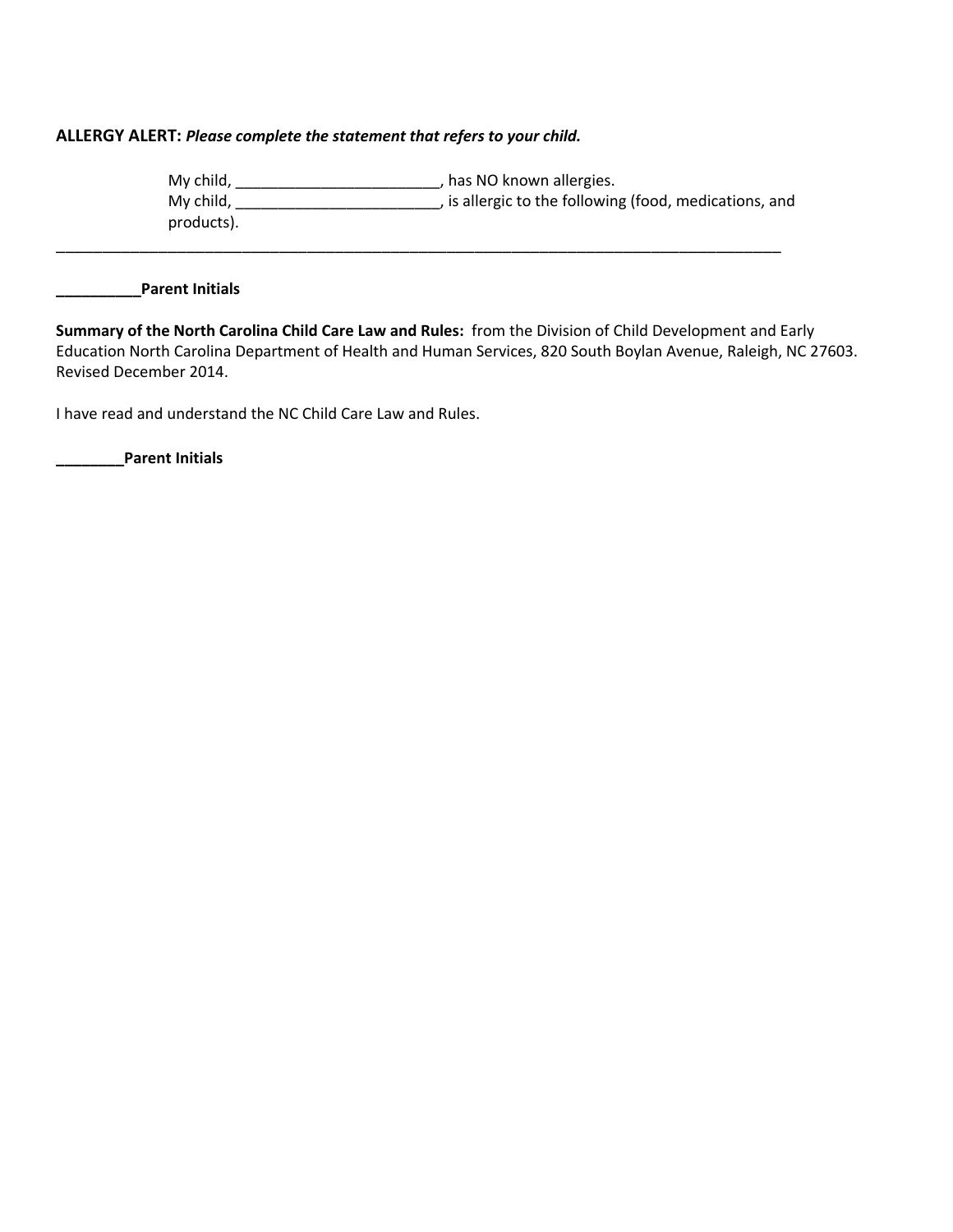**ALLERGY ALERT:** ***Please complete the statement that refers to your child.***

My child, ________________________, has NO known allergies.
My child, ________________________, is allergic to the following (food, medications, and products).

_____________________________________________________________________________________

**__________Parent Initials**

**Summary of the North Carolina Child Care Law and Rules:** from the Division of Child Development and Early Education North Carolina Department of Health and Human Services, 820 South Boylan Avenue, Raleigh, NC 27603. Revised December 2014.

I have read and understand the NC Child Care Law and Rules.

**________Parent Initials**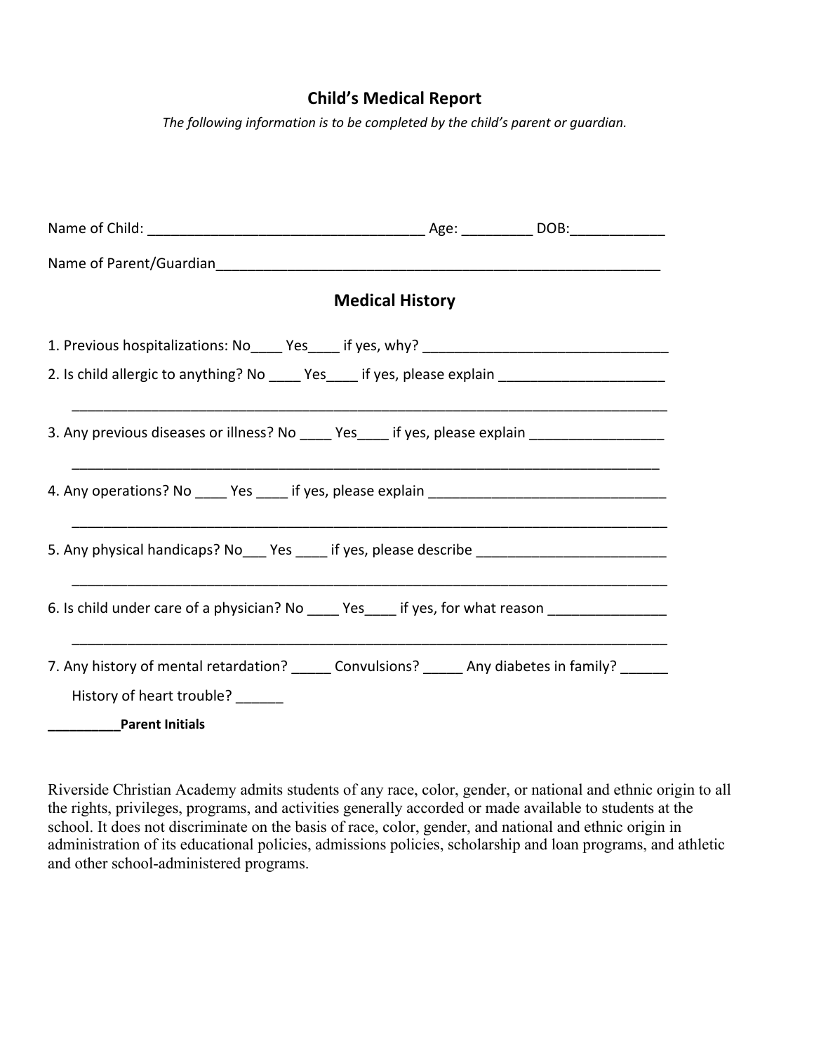## Child's Medical Report

*The following information is to be completed by the child's parent or guardian.*

Name of Child: ___________________________________ Age: _________ DOB:____________

Name of Parent/Guardian__________________________________________________________

### Medical History

1. Previous hospitalizations: No____ Yes____ if yes, why? _______________________________

2. Is child allergic to anything? No ____ Yes____ if yes, please explain _____________________

   ___________________________________________________________________________

3. Any previous diseases or illness? No ____ Yes____ if yes, please explain _________________

   ___________________________________________________________________________

4. Any operations? No ____ Yes ____ if yes, please explain ______________________________

   ___________________________________________________________________________

5. Any physical handicaps? No___ Yes ____ if yes, please describe ________________________

   ___________________________________________________________________________

6. Is child under care of a physician? No ____ Yes____ if yes, for what reason _______________

   ___________________________________________________________________________

7. Any history of mental retardation? _____ Convulsions? _____ Any diabetes in family? ______

   History of heart trouble? ______

__________**Parent Initials**

Riverside Christian Academy admits students of any race, color, gender, or national and ethnic origin to all the rights, privileges, programs, and activities generally accorded or made available to students at the school. It does not discriminate on the basis of race, color, gender, and national and ethnic origin in administration of its educational policies, admissions policies, scholarship and loan programs, and athletic and other school-administered programs.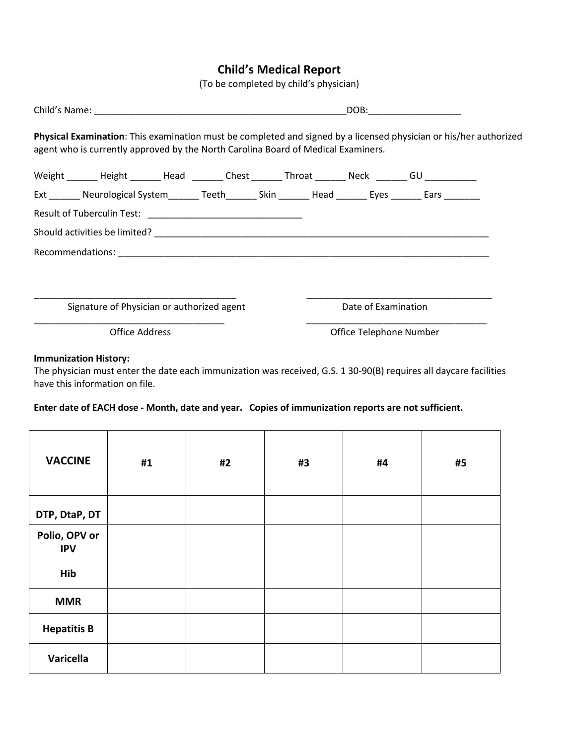# Child's Medical Report

(To be completed by child's physician)

Child's Name: ___________________________________________________DOB:__________________

**Physical Examination**: This examination must be completed and signed by a licensed physician or his/her authorized agent who is currently approved by the North Carolina Board of Medical Examiners.

Weight ______ Height ______ Head ______ Chest ______ Throat ______ Neck ______ GU __________

Ext ______ Neurological System______ Teeth______ Skin ______ Head ______ Eyes ______ Ears _______

Result of Tuberculin Test: ______________________________

Should activities be limited? ____________________________________________________________________

Recommendations: ______________________________________________________________________________

_________________________________________ Signature of Physician or authorized agent

_________________________________________ Date of Examination

_________________________________________ Office Address

_________________________________________ Office Telephone Number

**Immunization History:**

The physician must enter the date each immunization was received, G.S. 1 30-90(B) requires all daycare facilities have this information on file.

**Enter date of EACH dose - Month, date and year. Copies of immunization reports are not sufficient.**

| VACCINE | #1 | #2 | #3 | #4 | #5 |
|---|---|---|---|---|---|
| DTP, DtaP, DT | | | | | |
| Polio, OPV or IPV | | | | | |
| Hib | | | | | |
| MMR | | | | | |
| Hepatitis B | | | | | |
| Varicella | | | | | |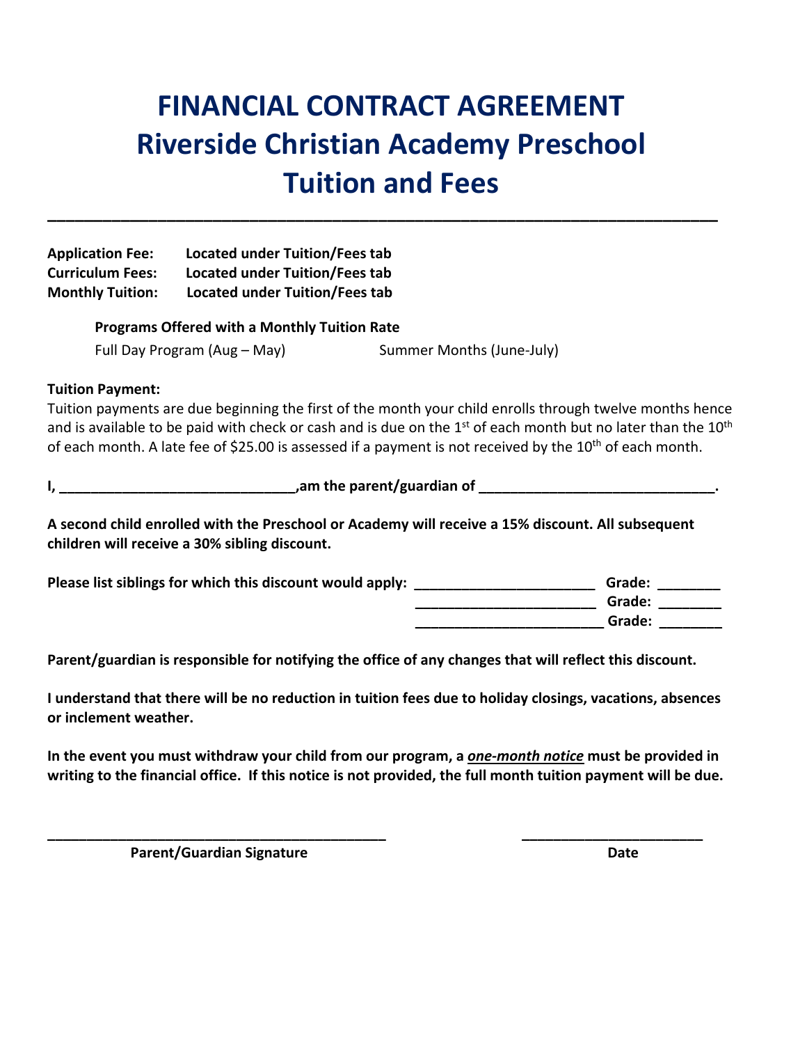# FINANCIAL CONTRACT AGREEMENT
# Riverside Christian Academy Preschool
# Tuition and Fees

---

**Application Fee:** **Located under Tuition/Fees tab**
**Curriculum Fees:** **Located under Tuition/Fees tab**
**Monthly Tuition:** **Located under Tuition/Fees tab**

**Programs Offered with a Monthly Tuition Rate**

Full Day Program (Aug – May) Summer Months (June-July)

**Tuition Payment:**
Tuition payments are due beginning the first of the month your child enrolls through twelve months hence and is available to be paid with check or cash and is due on the 1st of each month but no later than the 10th of each month. A late fee of $25.00 is assessed if a payment is not received by the 10th of each month.

**I, ______________________________,am the parent/guardian of ______________________________.**

**A second child enrolled with the Preschool or Academy will receive a 15% discount. All subsequent children will receive a 30% sibling discount.**

**Please list siblings for which this discount would apply: _______________________ Grade: ________**
**_______________________ Grade: ________**
**_______________________ Grade: ________**

**Parent/guardian is responsible for notifying the office of any changes that will reflect this discount.**

**I understand that there will be no reduction in tuition fees due to holiday closings, vacations, absences or inclement weather.**

**In the event you must withdraw your child from our program, a *__one-month notice__* must be provided in writing to the financial office. If this notice is not provided, the full month tuition payment will be due.**

_____________________________________________ _______________________
**Parent/Guardian Signature** **Date**